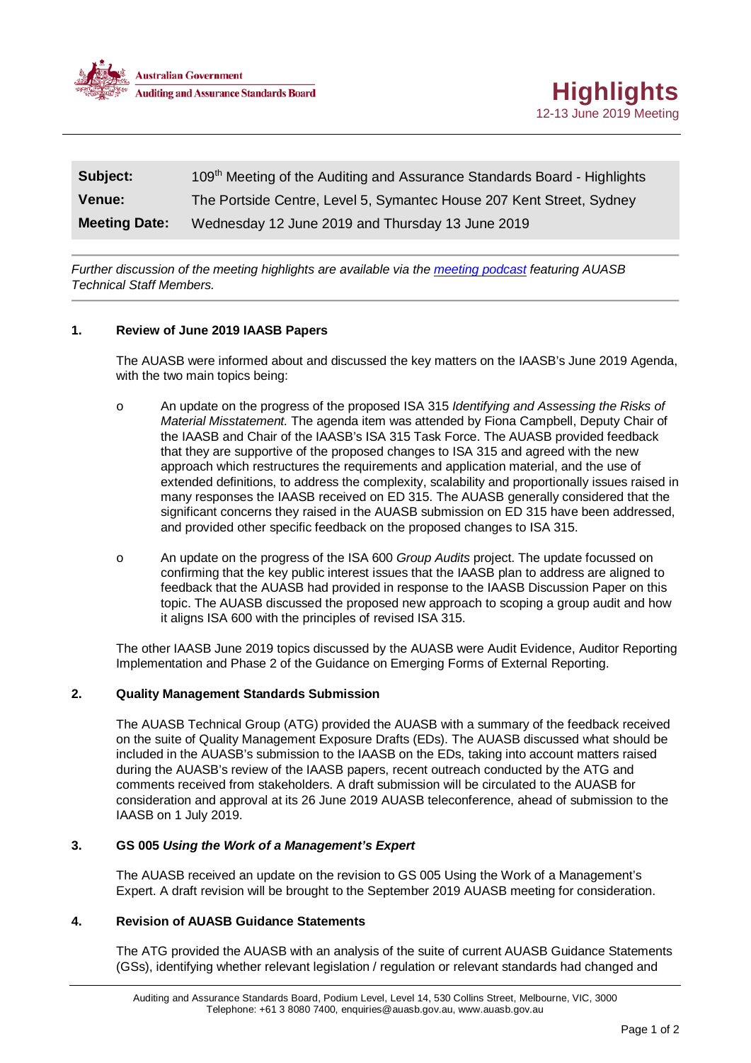Australian Government
Auditing and Assurance Standards Board

# Highlights

12-13 June 2019 Meeting

| | |
|---|---|
| **Subject:** | 109th Meeting of the Auditing and Assurance Standards Board - Highlights |
| **Venue:** | The Portside Centre, Level 5, Symantec House 207 Kent Street, Sydney |
| **Meeting Date:** | Wednesday 12 June 2019 and Thursday 13 June 2019 |

*Further discussion of the meeting highlights are available via the [meeting podcast](meeting podcast) featuring AUASB Technical Staff Members.*

## 1. Review of June 2019 IAASB Papers

The AUASB were informed about and discussed the key matters on the IAASB's June 2019 Agenda, with the two main topics being:

- An update on the progress of the proposed ISA 315 *Identifying and Assessing the Risks of Material Misstatement.* The agenda item was attended by Fiona Campbell, Deputy Chair of the IAASB and Chair of the IAASB's ISA 315 Task Force. The AUASB provided feedback that they are supportive of the proposed changes to ISA 315 and agreed with the new approach which restructures the requirements and application material, and the use of extended definitions, to address the complexity, scalability and proportionally issues raised in many responses the IAASB received on ED 315. The AUASB generally considered that the significant concerns they raised in the AUASB submission on ED 315 have been addressed, and provided other specific feedback on the proposed changes to ISA 315.
- An update on the progress of the ISA 600 *Group Audits* project. The update focussed on confirming that the key public interest issues that the IAASB plan to address are aligned to feedback that the AUASB had provided in response to the IAASB Discussion Paper on this topic. The AUASB discussed the proposed new approach to scoping a group audit and how it aligns ISA 600 with the principles of revised ISA 315.

The other IAASB June 2019 topics discussed by the AUASB were Audit Evidence, Auditor Reporting Implementation and Phase 2 of the Guidance on Emerging Forms of External Reporting.

## 2. Quality Management Standards Submission

The AUASB Technical Group (ATG) provided the AUASB with a summary of the feedback received on the suite of Quality Management Exposure Drafts (EDs). The AUASB discussed what should be included in the AUASB's submission to the IAASB on the EDs, taking into account matters raised during the AUASB's review of the IAASB papers, recent outreach conducted by the ATG and comments received from stakeholders. A draft submission will be circulated to the AUASB for consideration and approval at its 26 June 2019 AUASB teleconference, ahead of submission to the IAASB on 1 July 2019.

## 3. GS 005 *Using the Work of a Management's Expert*

The AUASB received an update on the revision to GS 005 Using the Work of a Management's Expert. A draft revision will be brought to the September 2019 AUASB meeting for consideration.

## 4. Revision of AUASB Guidance Statements

The ATG provided the AUASB with an analysis of the suite of current AUASB Guidance Statements (GSs), identifying whether relevant legislation / regulation or relevant standards had changed and

Auditing and Assurance Standards Board, Podium Level, Level 14, 530 Collins Street, Melbourne, VIC, 3000
Telephone: +61 3 8080 7400, enquiries@auasb.gov.au, www.auasb.gov.au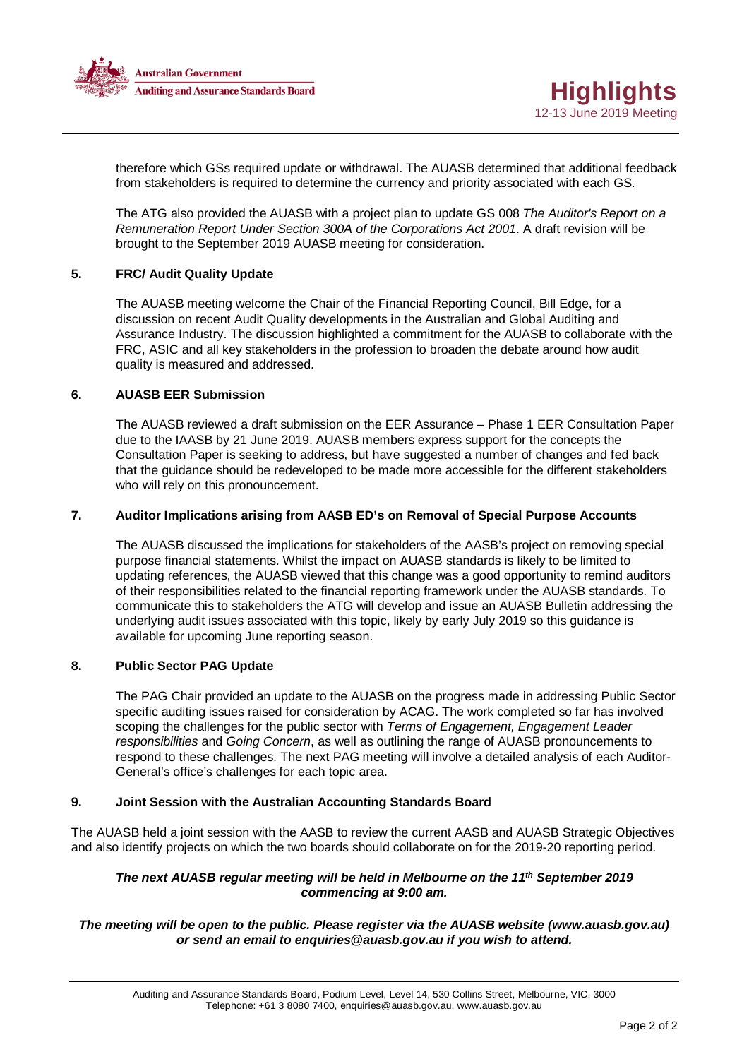therefore which GSs required update or withdrawal. The AUASB determined that additional feedback from stakeholders is required to determine the currency and priority associated with each GS.

The ATG also provided the AUASB with a project plan to update GS 008 *The Auditor's Report on a Remuneration Report Under Section 300A of the Corporations Act 2001*. A draft revision will be brought to the September 2019 AUASB meeting for consideration.

### 5. FRC/ Audit Quality Update

The AUASB meeting welcome the Chair of the Financial Reporting Council, Bill Edge, for a discussion on recent Audit Quality developments in the Australian and Global Auditing and Assurance Industry. The discussion highlighted a commitment for the AUASB to collaborate with the FRC, ASIC and all key stakeholders in the profession to broaden the debate around how audit quality is measured and addressed.

### 6. AUASB EER Submission

The AUASB reviewed a draft submission on the EER Assurance – Phase 1 EER Consultation Paper due to the IAASB by 21 June 2019. AUASB members express support for the concepts the Consultation Paper is seeking to address, but have suggested a number of changes and fed back that the guidance should be redeveloped to be made more accessible for the different stakeholders who will rely on this pronouncement.

### 7. Auditor Implications arising from AASB ED's on Removal of Special Purpose Accounts

The AUASB discussed the implications for stakeholders of the AASB's project on removing special purpose financial statements. Whilst the impact on AUASB standards is likely to be limited to updating references, the AUASB viewed that this change was a good opportunity to remind auditors of their responsibilities related to the financial reporting framework under the AUASB standards. To communicate this to stakeholders the ATG will develop and issue an AUASB Bulletin addressing the underlying audit issues associated with this topic, likely by early July 2019 so this guidance is available for upcoming June reporting season.

### 8. Public Sector PAG Update

The PAG Chair provided an update to the AUASB on the progress made in addressing Public Sector specific auditing issues raised for consideration by ACAG. The work completed so far has involved scoping the challenges for the public sector with *Terms of Engagement, Engagement Leader responsibilities* and *Going Concern*, as well as outlining the range of AUASB pronouncements to respond to these challenges. The next PAG meeting will involve a detailed analysis of each Auditor-General's office's challenges for each topic area.

### 9. Joint Session with the Australian Accounting Standards Board

The AUASB held a joint session with the AASB to review the current AASB and AUASB Strategic Objectives and also identify projects on which the two boards should collaborate on for the 2019-20 reporting period.

***The next AUASB regular meeting will be held in Melbourne on the 11th September 2019 commencing at 9:00 am.***

***The meeting will be open to the public. Please register via the AUASB website (www.auasb.gov.au) or send an email to enquiries@auasb.gov.au if you wish to attend.***

Auditing and Assurance Standards Board, Podium Level, Level 14, 530 Collins Street, Melbourne, VIC, 3000
Telephone: +61 3 8080 7400, enquiries@auasb.gov.au, www.auasb.gov.au